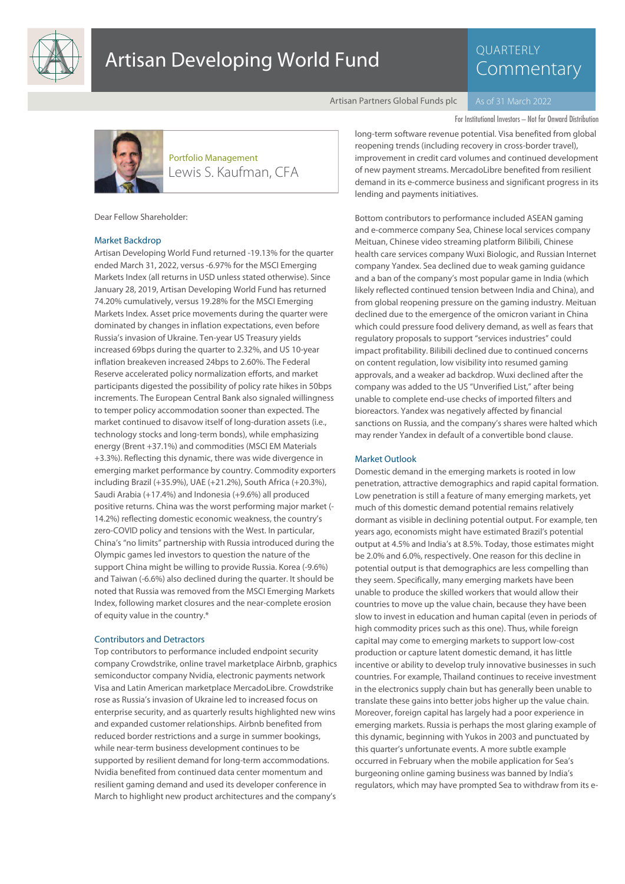# Artisan Developing World Fund

QUARTERLY Commentary

Artisan Partners Global Funds plc | As of 31 March 2022

For Institutional Investors – Not for Onward Distribution

Portfolio Management
Lewis S. Kaufman, CFA

Dear Fellow Shareholder:

## Market Backdrop

Artisan Developing World Fund returned -19.13% for the quarter ended March 31, 2022, versus -6.97% for the MSCI Emerging Markets Index (all returns in USD unless stated otherwise). Since January 28, 2019, Artisan Developing World Fund has returned 74.20% cumulatively, versus 19.28% for the MSCI Emerging Markets Index. Asset price movements during the quarter were dominated by changes in inflation expectations, even before Russia's invasion of Ukraine. Ten-year US Treasury yields increased 69bps during the quarter to 2.32%, and US 10-year inflation breakeven increased 24bps to 2.60%. The Federal Reserve accelerated policy normalization efforts, and market participants digested the possibility of policy rate hikes in 50bps increments. The European Central Bank also signaled willingness to temper policy accommodation sooner than expected. The market continued to disavow itself of long-duration assets (i.e., technology stocks and long-term bonds), while emphasizing energy (Brent +37.1%) and commodities (MSCI EM Materials +3.3%). Reflecting this dynamic, there was wide divergence in emerging market performance by country. Commodity exporters including Brazil (+35.9%), UAE (+21.2%), South Africa (+20.3%), Saudi Arabia (+17.4%) and Indonesia (+9.6%) all produced positive returns. China was the worst performing major market (-14.2%) reflecting domestic economic weakness, the country's zero-COVID policy and tensions with the West. In particular, China's "no limits" partnership with Russia introduced during the Olympic games led investors to question the nature of the support China might be willing to provide Russia. Korea (-9.6%) and Taiwan (-6.6%) also declined during the quarter. It should be noted that Russia was removed from the MSCI Emerging Markets Index, following market closures and the near-complete erosion of equity value in the country.*

## Contributors and Detractors

Top contributors to performance included endpoint security company Crowdstrike, online travel marketplace Airbnb, graphics semiconductor company Nvidia, electronic payments network Visa and Latin American marketplace MercadoLibre. Crowdstrike rose as Russia's invasion of Ukraine led to increased focus on enterprise security, and as quarterly results highlighted new wins and expanded customer relationships. Airbnb benefited from reduced border restrictions and a surge in summer bookings, while near-term business development continues to be supported by resilient demand for long-term accommodations. Nvidia benefited from continued data center momentum and resilient gaming demand and used its developer conference in March to highlight new product architectures and the company's long-term software revenue potential. Visa benefited from global reopening trends (including recovery in cross-border travel), improvement in credit card volumes and continued development of new payment streams. MercadoLibre benefited from resilient demand in its e-commerce business and significant progress in its lending and payments initiatives.

Bottom contributors to performance included ASEAN gaming and e-commerce company Sea, Chinese local services company Meituan, Chinese video streaming platform Bilibili, Chinese health care services company Wuxi Biologic, and Russian Internet company Yandex. Sea declined due to weak gaming guidance and a ban of the company's most popular game in India (which likely reflected continued tension between India and China), and from global reopening pressure on the gaming industry. Meituan declined due to the emergence of the omicron variant in China which could pressure food delivery demand, as well as fears that regulatory proposals to support "services industries" could impact profitability. Bilibili declined due to continued concerns on content regulation, low visibility into resumed gaming approvals, and a weaker ad backdrop. Wuxi declined after the company was added to the US "Unverified List," after being unable to complete end-use checks of imported filters and bioreactors. Yandex was negatively affected by financial sanctions on Russia, and the company's shares were halted which may render Yandex in default of a convertible bond clause.

## Market Outlook

Domestic demand in the emerging markets is rooted in low penetration, attractive demographics and rapid capital formation. Low penetration is still a feature of many emerging markets, yet much of this domestic demand potential remains relatively dormant as visible in declining potential output. For example, ten years ago, economists might have estimated Brazil's potential output at 4.5% and India's at 8.5%. Today, those estimates might be 2.0% and 6.0%, respectively. One reason for this decline in potential output is that demographics are less compelling than they seem. Specifically, many emerging markets have been unable to produce the skilled workers that would allow their countries to move up the value chain, because they have been slow to invest in education and human capital (even in periods of high commodity prices such as this one). Thus, while foreign capital may come to emerging markets to support low-cost production or capture latent domestic demand, it has little incentive or ability to develop truly innovative businesses in such countries. For example, Thailand continues to receive investment in the electronics supply chain but has generally been unable to translate these gains into better jobs higher up the value chain. Moreover, foreign capital has largely had a poor experience in emerging markets. Russia is perhaps the most glaring example of this dynamic, beginning with Yukos in 2003 and punctuated by this quarter's unfortunate events. A more subtle example occurred in February when the mobile application for Sea's burgeoning online gaming business was banned by India's regulators, which may have prompted Sea to withdraw from its e-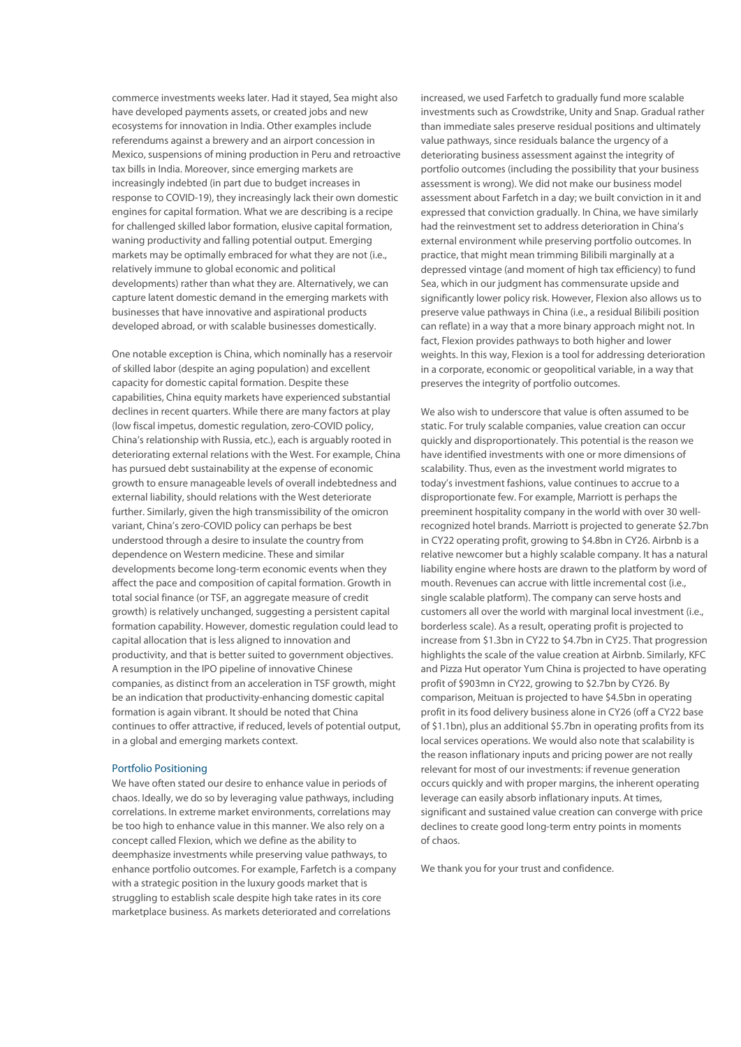commerce investments weeks later. Had it stayed, Sea might also have developed payments assets, or created jobs and new ecosystems for innovation in India. Other examples include referendums against a brewery and an airport concession in Mexico, suspensions of mining production in Peru and retroactive tax bills in India. Moreover, since emerging markets are increasingly indebted (in part due to budget increases in response to COVID-19), they increasingly lack their own domestic engines for capital formation. What we are describing is a recipe for challenged skilled labor formation, elusive capital formation, waning productivity and falling potential output. Emerging markets may be optimally embraced for what they are not (i.e., relatively immune to global economic and political developments) rather than what they are. Alternatively, we can capture latent domestic demand in the emerging markets with businesses that have innovative and aspirational products developed abroad, or with scalable businesses domestically.

One notable exception is China, which nominally has a reservoir of skilled labor (despite an aging population) and excellent capacity for domestic capital formation. Despite these capabilities, China equity markets have experienced substantial declines in recent quarters. While there are many factors at play (low fiscal impetus, domestic regulation, zero-COVID policy, China's relationship with Russia, etc.), each is arguably rooted in deteriorating external relations with the West. For example, China has pursued debt sustainability at the expense of economic growth to ensure manageable levels of overall indebtedness and external liability, should relations with the West deteriorate further. Similarly, given the high transmissibility of the omicron variant, China's zero-COVID policy can perhaps be best understood through a desire to insulate the country from dependence on Western medicine. These and similar developments become long-term economic events when they affect the pace and composition of capital formation. Growth in total social finance (or TSF, an aggregate measure of credit growth) is relatively unchanged, suggesting a persistent capital formation capability. However, domestic regulation could lead to capital allocation that is less aligned to innovation and productivity, and that is better suited to government objectives. A resumption in the IPO pipeline of innovative Chinese companies, as distinct from an acceleration in TSF growth, might be an indication that productivity-enhancing domestic capital formation is again vibrant. It should be noted that China continues to offer attractive, if reduced, levels of potential output, in a global and emerging markets context.

## Portfolio Positioning

We have often stated our desire to enhance value in periods of chaos. Ideally, we do so by leveraging value pathways, including correlations. In extreme market environments, correlations may be too high to enhance value in this manner. We also rely on a concept called Flexion, which we define as the ability to deemphasize investments while preserving value pathways, to enhance portfolio outcomes. For example, Farfetch is a company with a strategic position in the luxury goods market that is struggling to establish scale despite high take rates in its core marketplace business. As markets deteriorated and correlations increased, we used Farfetch to gradually fund more scalable investments such as Crowdstrike, Unity and Snap. Gradual rather than immediate sales preserve residual positions and ultimately value pathways, since residuals balance the urgency of a deteriorating business assessment against the integrity of portfolio outcomes (including the possibility that your business assessment is wrong). We did not make our business model assessment about Farfetch in a day; we built conviction in it and expressed that conviction gradually. In China, we have similarly had the reinvestment set to address deterioration in China's external environment while preserving portfolio outcomes. In practice, that might mean trimming Bilibili marginally at a depressed vintage (and moment of high tax efficiency) to fund Sea, which in our judgment has commensurate upside and significantly lower policy risk. However, Flexion also allows us to preserve value pathways in China (i.e., a residual Bilibili position can reflate) in a way that a more binary approach might not. In fact, Flexion provides pathways to both higher and lower weights. In this way, Flexion is a tool for addressing deterioration in a corporate, economic or geopolitical variable, in a way that preserves the integrity of portfolio outcomes.

We also wish to underscore that value is often assumed to be static. For truly scalable companies, value creation can occur quickly and disproportionately. This potential is the reason we have identified investments with one or more dimensions of scalability. Thus, even as the investment world migrates to today's investment fashions, value continues to accrue to a disproportionate few. For example, Marriott is perhaps the preeminent hospitality company in the world with over 30 well-recognized hotel brands. Marriott is projected to generate \$2.7bn in CY22 operating profit, growing to \$4.8bn in CY26. Airbnb is a relative newcomer but a highly scalable company. It has a natural liability engine where hosts are drawn to the platform by word of mouth. Revenues can accrue with little incremental cost (i.e., single scalable platform). The company can serve hosts and customers all over the world with marginal local investment (i.e., borderless scale). As a result, operating profit is projected to increase from \$1.3bn in CY22 to \$4.7bn in CY25. That progression highlights the scale of the value creation at Airbnb. Similarly, KFC and Pizza Hut operator Yum China is projected to have operating profit of \$903mn in CY22, growing to \$2.7bn by CY26. By comparison, Meituan is projected to have \$4.5bn in operating profit in its food delivery business alone in CY26 (off a CY22 base of \$1.1bn), plus an additional \$5.7bn in operating profits from its local services operations. We would also note that scalability is the reason inflationary inputs and pricing power are not really relevant for most of our investments: if revenue generation occurs quickly and with proper margins, the inherent operating leverage can easily absorb inflationary inputs. At times, significant and sustained value creation can converge with price declines to create good long-term entry points in moments of chaos.

We thank you for your trust and confidence.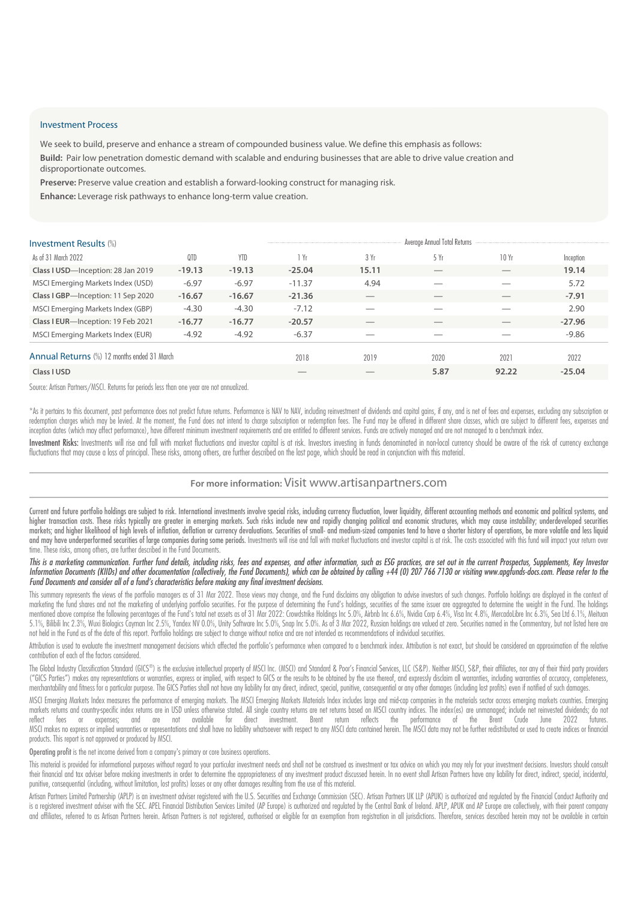## Investment Process

We seek to build, preserve and enhance a stream of compounded business value. We define this emphasis as follows:

**Build:** Pair low penetration domestic demand with scalable and enduring businesses that are able to drive value creation and disproportionate outcomes.

**Preserve:** Preserve value creation and establish a forward-looking construct for managing risk.

**Enhance:** Leverage risk pathways to enhance long-term value creation.

## Investment Results (%)

| As of 31 March 2022 | QTD | YTD | 1 Yr | 3 Yr | 5 Yr | 10 Yr | Inception |
|---|---|---|---|---|---|---|---|
| | | | Average Annual Total Returns | | | | |
| **Class I USD—Inception: 28 Jan 2019** | **-19.13** | **-19.13** | **-25.04** | **15.11** | — | — | **19.14** |
| MSCI Emerging Markets Index (USD) | -6.97 | -6.97 | -11.37 | 4.94 | — | — | 5.72 |
| **Class I GBP—Inception: 11 Sep 2020** | **-16.67** | **-16.67** | **-21.36** | — | — | — | **-7.91** |
| MSCI Emerging Markets Index (GBP) | -4.30 | -4.30 | -7.12 | — | — | — | 2.90 |
| **Class I EUR—Inception: 19 Feb 2021** | **-16.77** | **-16.77** | **-20.57** | — | — | — | **-27.96** |
| MSCI Emerging Markets Index (EUR) | -4.92 | -4.92 | -6.37 | — | — | — | -9.86 |

## Annual Returns (%) 12 months ended 31 March

| | 2018 | 2019 | 2020 | 2021 | 2022 |
|---|---|---|---|---|---|
| **Class I USD** | — | — | **5.87** | **92.22** | **-25.04** |

Source: Artisan Partners/MSCI. Returns for periods less than one year are not annualized.

*As it pertains to this document, past performance does not predict future returns. Performance is NAV to NAV, including reinvestment of dividends and capital gains, if any, and is net of fees and expenses, excluding any subscription or redemption charges which may be levied. At the moment, the Fund does not intend to charge subscription or redemption fees. The Fund may be offered in different share classes, which are subject to different fees, expenses and inception dates (which may affect performance), have different minimum investment requirements and are entitled to different services. Funds are actively managed and are not managed to a benchmark index.

**Investment Risks:** Investments will rise and fall with market fluctuations and investor capital is at risk. Investors investing in funds denominated in non-local currency should be aware of the risk of currency exchange fluctuations that may cause a loss of principal. These risks, among others, are further described on the last page, which should be read in conjunction with this material.

**For more information:** Visit www.artisanpartners.com

**Current and future portfolio holdings are subject to risk. International investments involve special risks, including currency fluctuation, lower liquidity, different accounting methods and economic and political systems, and higher transaction costs. These risks typically are greater in emerging markets. Such risks include new and rapidly changing political and economic structures, which may cause instability; underdeveloped securities markets; and higher likelihood of high levels of inflation, deflation or currency devaluations. Securities of small- and medium-sized companies tend to have a shorter history of operations, be more volatile and less liquid and may have underperformed securities of large companies during some periods.** Investments will rise and fall with market fluctuations and investor capital is at risk. The costs associated with this fund will impact your return over time. These risks, among others, are further described in the Fund Documents.

***This is a marketing communication. Further fund details, including risks, fees and expenses, and other information, such as ESG practices, are set out in the current Prospectus, Supplements, Key Investor Information Documents (KIIDs) and other documentation (collectively, the Fund Documents), which can be obtained by calling +44 (0) 207 766 7130 or visiting www.apgfunds-docs.com. Please refer to the Fund Documents and consider all of a fund's characteristics before making any final investment decisions.***

This summary represents the views of the portfolio managers as of 31 Mar 2022. Those views may change, and the Fund disclaims any obligation to advise investors of such changes. Portfolio holdings are displayed in the context of marketing the fund shares and not the marketing of underlying portfolio securities. For the purpose of determining the Fund's holdings, securities of the same issuer are aggregated to determine the weight in the Fund. The holdings mentioned above comprise the following percentages of the Fund's total net assets as of 31 Mar 2022: Crowdstrike Holdings Inc 5.0%, Airbnb Inc 6.6%, Nvidia Corp 6.4%, Visa Inc 4.8%, MercadoLibre Inc 6.3%, Sea Ltd 6.1%, Meituan 5.1%, Bilibili Inc 2.3%, Wuxi Biologics Cayman Inc 2.5%, Yandex NV 0.0%, Unity Software Inc 5.0%, Snap Inc 5.0%. As of 3 Mar 2022, Russian holdings are valued at zero. Securities named in the Commentary, but not listed here are not held in the Fund as of the date of this report. Portfolio holdings are subject to change without notice and are not intended as recommendations of individual securities.

Attribution is used to evaluate the investment management decisions which affected the portfolio's performance when compared to a benchmark index. Attribution is not exact, but should be considered an approximation of the relative contribution of each of the factors considered.

The Global Industry Classification Standard (GICS®) is the exclusive intellectual property of MSCI Inc. (MSCI) and Standard & Poor's Financial Services, LLC (S&P). Neither MSCI, S&P, their affiliates, nor any of their third party providers ("GICS Parties") makes any representations or warranties, express or implied, with respect to GICS or the results to be obtained by the use thereof, and expressly disclaim all warranties, including warranties of accuracy, completeness, merchantability and fitness for a particular purpose. The GICS Parties shall not have any liability for any direct, indirect, special, punitive, consequential or any other damages (including lost profits) even if notified of such damages.

MSCI Emerging Markets Index measures the performance of emerging markets. The MSCI Emerging Markets Materials Index includes large and mid-cap companies in the materials sector across emerging markets countries. Emerging markets returns and country-specific index returns are in USD unless otherwise stated. All single country returns are net returns based on MSCI country indices. The index(es) are unmanaged; include net reinvested dividends; do not reflect fees or expenses; and are not available for direct investment. Brent return reflects the performance of the Brent Crude June 2022 futures. MSCI makes no express or implied warranties or representations and shall have no liability whatsoever with respect to any MSCI data contained herein. The MSCI data may not be further redistributed or used to create indices or financial products. This report is not approved or produced by MSCI.

**Operating profit** is the net income derived from a company's primary or core business operations.

This material is provided for informational purposes without regard to your particular investment needs and shall not be construed as investment or tax advice on which you may rely for your investment decisions. Investors should consult their financial and tax adviser before making investments in order to determine the appropriateness of any investment product discussed herein. In no event shall Artisan Partners have any liability for direct, indirect, special, incidental, punitive, consequential (including, without limitation, lost profits) losses or any other damages resulting from the use of this material.

Artisan Partners Limited Partnership (APLP) is an investment adviser registered with the U.S. Securities and Exchange Commission (SEC). Artisan Partners UK LLP (APUK) is authorized and regulated by the Financial Conduct Authority and is a registered investment adviser with the SEC. APEL Financial Distribution Services Limited (AP Europe) is authorized and regulated by the Central Bank of Ireland. APLP, APUK and AP Europe are collectively, with their parent company and affiliates, referred to as Artisan Partners herein. Artisan Partners is not registered, authorised or eligible for an exemption from registration in all jurisdictions. Therefore, services described herein may not be available in certain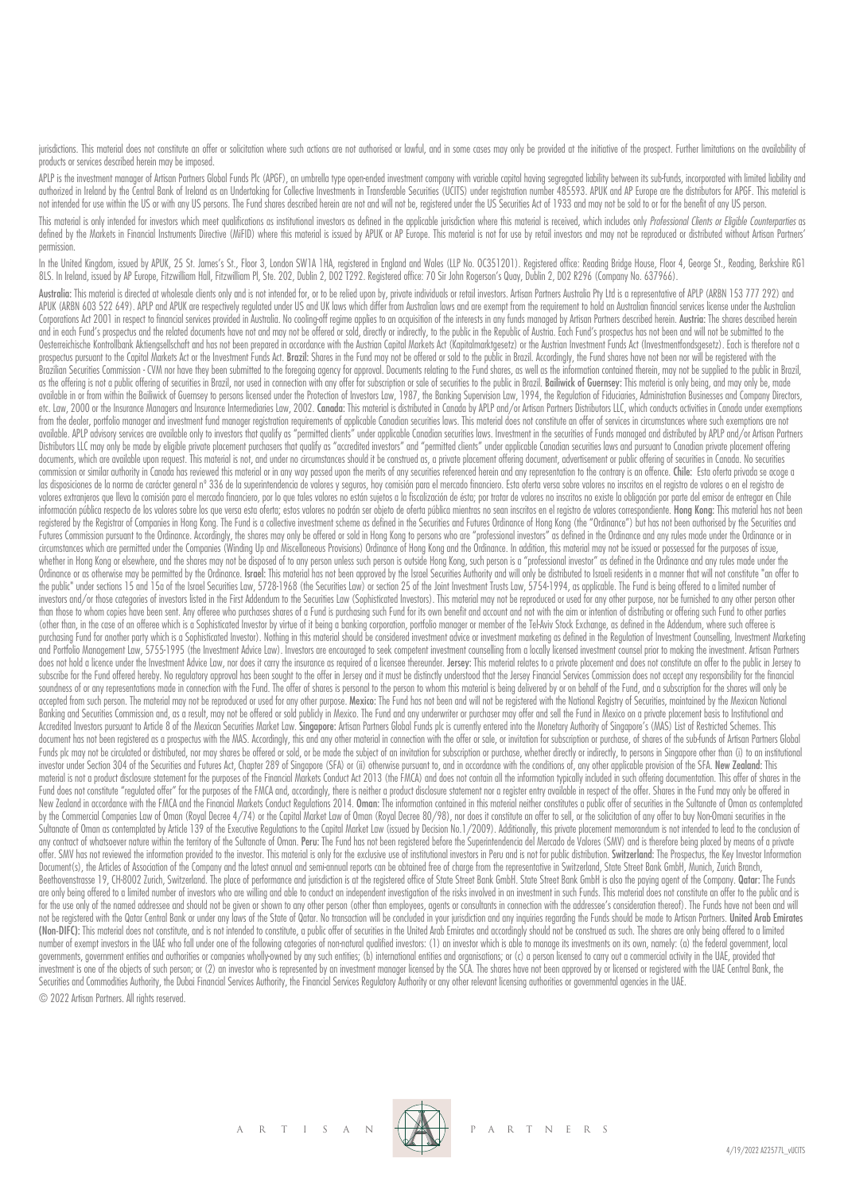jurisdictions. This material does not constitute an offer or solicitation where such actions are not authorised or lawful, and in some cases may only be provided at the initiative of the prospect. Further limitations on the availability of products or services described herein may be imposed.

APLP is the investment manager of Artisan Partners Global Funds Plc (APGF), an umbrella type open-ended investment company with variable capital having segregated liability between its sub-funds, incorporated with limited liability and authorized in Ireland by the Central Bank of Ireland as an Undertaking for Collective Investments in Transferable Securities (UCITS) under registration number 485593. APUK and AP Europe are the distributors for APGF. This material is not intended for use within the US or with any US persons. The Fund shares described herein are not and will not be, registered under the US Securities Act of 1933 and may not be sold to or for the benefit of any US person.

This material is only intended for investors which meet qualifications as institutional investors as defined in the applicable jurisdiction where this material is received, which includes only *Professional Clients or Eligible Counterparties* as defined by the Markets in Financial Instruments Directive (MiFID) where this material is issued by APUK or AP Europe. This material is not for use by retail investors and may not be reproduced or distributed without Artisan Partners' permission.

In the United Kingdom, issued by APUK, 25 St. James's St., Floor 3, London SW1A 1HA, registered in England and Wales (LLP No. OC351201). Registered office: Reading Bridge House, Floor 4, George St., Reading, Berkshire RG1 8LS. In Ireland, issued by AP Europe, Fitzwilliam Hall, Fitzwilliam Pl, Ste. 202, Dublin 2, D02 T292. Registered office: 70 Sir John Rogerson's Quay, Dublin 2, D02 R296 (Company No. 637966).

**Australia:** This material is directed at wholesale clients only and is not intended for, or to be relied upon by, private individuals or retail investors. Artisan Partners Australia Pty Ltd is a representative of APLP (ARBN 153 777 292) and APUK (ARBN 603 522 649). APLP and APUK are respectively regulated under US and UK laws which differ from Australian laws and are exempt from the requirement to hold an Australian financial services license under the Australian Corporations Act 2001 in respect to financial services provided in Australia. No cooling-off regime applies to an acquisition of the interests in any funds managed by Artisan Partners described herein. **Austria:** The shares described herein and in each Fund's prospectus and the related documents have not and may not be offered or sold, directly or indirectly, to the public in the Republic of Austria. Each Fund's prospectus has not been and will not be submitted to the Oesterreichische Kontrollbank Aktiengsellschaft and has not been prepared in accordance with the Austrian Capital Markets Act (Kapitalmarktgesetz) or the Austrian Investment Funds Act (Investmentfondsgesetz). Each is therefore not a prospectus pursuant to the Capital Markets Act or the Investment Funds Act. **Brazil:** Shares in the Fund may not be offered or sold to the public in Brazil. Accordingly, the Fund shares have not been nor will be registered with the Brazilian Securities Commission - CVM nor have they been submitted to the foregoing agency for approval. Documents relating to the Fund shares, as well as the information contained therein, may not be supplied to the public in Brazil, as the offering is not a public offering of securities in Brazil, nor used in connection with any offer for subscription or sale of securities to the public in Brazil. **Bailiwick of Guernsey:** This material is only being, and may only be, made available in or from within the Bailiwick of Guernsey to persons licensed under the Protection of Investors Law, 1987, the Banking Supervision Law, 1994, the Regulation of Fiduciaries, Administration Businesses and Company Directors, etc. Law, 2000 or the Insurance Managers and Insurance Intermediaries Law, 2002. **Canada:** This material is distributed in Canada by APLP and/or Artisan Partners Distributors LLC, which conducts activities in Canada under exemptions from the dealer, portfolio manager and investment fund manager registration requirements of applicable Canadian securities laws. This material does not constitute an offer of services in circumstances where such exemptions are not available. APLP advisory services are available only to investors that qualify as "permitted clients" under applicable Canadian securities laws. Investment in the securities of Funds managed and distributed by APLP and/or Artisan Partners Distributors LLC may only be made by eligible private placement purchasers that qualify as "accredited investors" and "permitted clients" under applicable Canadian securities laws and pursuant to Canadian private placement offering documents, which are available upon request. This material is not, and under no circumstances should it be construed as, a private placement offering document, advertisement or public offering of securities in Canada. No securities commission or similar authority in Canada has reviewed this material or in any way passed upon the merits of any securities referenced herein and any representation to the contrary is an offence. **Chile:** Esta oferta privada se acoge a las disposiciones de la norma de carácter general n° 336 de la superintendencia de valores y seguros, hoy comisión para el mercado financiero. Esta oferta versa sobre valores no inscritos en el registro de valores o en el registro de valores extranjeros que lleva la comisión para el mercado financiero, por lo que tales valores no están sujetos a la fiscalización de ésta; por tratar de valores no inscritos no existe la obligación por parte del emisor de entregar en Chile información pública respecto de los valores sobre los que versa esta oferta; estos valores no podrán ser objeto de oferta pública mientras no sean inscritos en el registro de valores correspondiente. **Hong Kong:** This material has not been registered by the Registrar of Companies in Hong Kong. The Fund is a collective investment scheme as defined in the Securities and Futures Ordinance of Hong Kong (the "Ordinance") but has not been authorised by the Securities and Futures Commission pursuant to the Ordinance. Accordingly, the shares may only be offered or sold in Hong Kong to persons who are "professional investors" as defined in the Ordinance and any rules made under the Ordinance or in circumstances which are permitted under the Companies (Winding Up and Miscellaneous Provisions) Ordinance of Hong Kong and the Ordinance. In addition, this material may not be issued or possessed for the purposes of issue, whether in Hong Kong or elsewhere, and the shares may not be disposed of to any person unless such person is outside Hong Kong, such person is a "professional investor" as defined in the Ordinance and any rules made under the Ordinance or as otherwise may be permitted by the Ordinance. **Israel:** This material has not been approved by the Israel Securities Authority and will only be distributed to Israeli residents in a manner that will not constitute "an offer to the public" under sections 15 and 15a of the Israel Securities Law, 5728-1968 (the Securities Law) or section 25 of the Joint Investment Trusts Law, 5754-1994, as applicable. The Fund is being offered to a limited number of investors and/or those categories of investors listed in the First Addendum to the Securities Law (Sophisticated Investors). This material may not be reproduced or used for any other purpose, nor be furnished to any other person other than those to whom copies have been sent. Any offeree who purchases shares of a Fund is purchasing such Fund for its own benefit and account and not with the aim or intention of distributing or offering such Fund to other parties (other than, in the case of an offeree which is a Sophisticated Investor by virtue of it being a banking corporation, portfolio manager or member of the Tel-Aviv Stock Exchange, as defined in the Addendum, where such offeree is purchasing Fund for another party which is a Sophisticated Investor). Nothing in this material should be considered investment advice or investment marketing as defined in the Regulation of Investment Counselling, Investment Marketing and Portfolio Management Law, 5755-1995 (the Investment Advice Law). Investors are encouraged to seek competent investment counselling from a locally licensed investment counsel prior to making the investment. Artisan Partners does not hold a licence under the Investment Advice Law, nor does it carry the insurance as required of a licensee thereunder. **Jersey:** This material relates to a private placement and does not constitute an offer to the public in Jersey to subscribe for the Fund offered hereby. No regulatory approval has been sought to the offer in Jersey and it must be distinctly understood that the Jersey Financial Services Commission does not accept any responsibility for the financial soundness of or any representations made in connection with the Fund. The offer of shares is personal to the person to whom this material is being delivered by or on behalf of the Fund, and a subscription for the shares will only be accepted from such person. The material may not be reproduced or used for any other purpose. **Mexico:** The Fund has not been and will not be registered with the National Registry of Securities, maintained by the Mexican National Banking and Securities Commission and, as a result, may not be offered or sold publicly in Mexico. The Fund and any underwriter or purchaser may offer and sell the Fund in Mexico on a private placement basis to Institutional and Accredited Investors pursuant to Article 8 of the Mexican Securities Market Law. **Singapore:** Artisan Partners Global Funds plc is currently entered into the Monetary Authority of Singapore's (MAS) List of Restricted Schemes. This document has not been registered as a prospectus with the MAS. Accordingly, this and any other material in connection with the offer or sale, or invitation for subscription or purchase, of shares of the sub-funds of Artisan Partners Global Funds plc may not be circulated or distributed, nor may shares be offered or sold, or be made the subject of an invitation for subscription or purchase, whether directly or indirectly, to persons in Singapore other than (i) to an institutional investor under Section 304 of the Securities and Futures Act, Chapter 289 of Singapore (SFA) or (ii) otherwise pursuant to, and in accordance with the conditions of, any other applicable provision of the SFA. **New Zealand:** This material is not a product disclosure statement for the purposes of the Financial Markets Conduct Act 2013 (the FMCA) and does not contain all the information typically included in such offering documentation. This offer of shares in the Fund does not constitute "regulated offer" for the purposes of the FMCA and, accordingly, there is neither a product disclosure statement nor a register entry available in respect of the offer. Shares in the Fund may only be offered in New Zealand in accordance with the FMCA and the Financial Markets Conduct Regulations 2014. **Oman:** The information contained in this material neither constitutes a public offer of securities in the Sultanate of Oman as contemplated by the Commercial Companies Law of Oman (Royal Decree 4/74) or the Capital Market Law of Oman (Royal Decree 80/98), nor does it constitute an offer to sell, or the solicitation of any offer to buy Non-Omani securities in the Sultanate of Oman as contemplated by Article 139 of the Executive Regulations to the Capital Market Law (issued by Decision No.1/2009). Additionally, this private placement memorandum is not intended to lead to the conclusion of any contract of whatsoever nature within the territory of the Sultanate of Oman. **Peru:** The Fund has not been registered before the Superintendencia del Mercado de Valores (SMV) and is therefore being placed by means of a private offer. SMV has not reviewed the information provided to the investor. This material is only for the exclusive use of institutional investors in Peru and is not for public distribution. **Switzerland:** The Prospectus, the Key Investor Information Document(s), the Articles of Association of the Company and the latest annual and semi-annual reports can be obtained free of charge from the representative in Switzerland, State Street Bank GmbH, Munich, Zurich Branch, Beethovenstrasse 19, CH-8002 Zurich, Switzerland. The place of performance and jurisdiction is at the registered office of State Street Bank GmbH. State Street Bank GmbH is also the paying agent of the Company. **Qatar:** The Funds are only being offered to a limited number of investors who are willing and able to conduct an independent investigation of the risks involved in an investment in such Funds. This material does not constitute an offer to the public and is for the use only of the named addressee and should not be given or shown to any other person (other than employees, agents or consultants in connection with the addressee's consideration thereof). The Funds have not been and will not be registered with the Qatar Central Bank or under any laws of the State of Qatar. No transaction will be concluded in your jurisdiction and any inquiries regarding the Funds should be made to Artisan Partners. **United Arab Emirates (Non-DIFC):** This material does not constitute, and is not intended to constitute, a public offer of securities in the United Arab Emirates and accordingly should not be construed as such. The shares are only being offered to a limited number of exempt investors in the UAE who fall under one of the following categories of non-natural qualified investors: (1) an investor which is able to manage its investments on its own, namely: (a) the federal government, local governments, government entities and authorities or companies wholly-owned by any such entities; (b) international entities and organisations; or (c) a person licensed to carry out a commercial activity in the UAE, provided that investment is one of the objects of such person; or (2) an investor who is represented by an investment manager licensed by the SCA. The shares have not been approved by or licensed or registered with the UAE Central Bank, the Securities and Commodities Authority, the Dubai Financial Services Authority, the Financial Services Regulatory Authority or any other relevant licensing authorities or governmental agencies in the UAE.

© 2022 Artisan Partners. All rights reserved.

ARTISAN PARTNERS

4/19/2022 A22577L_vUCITS